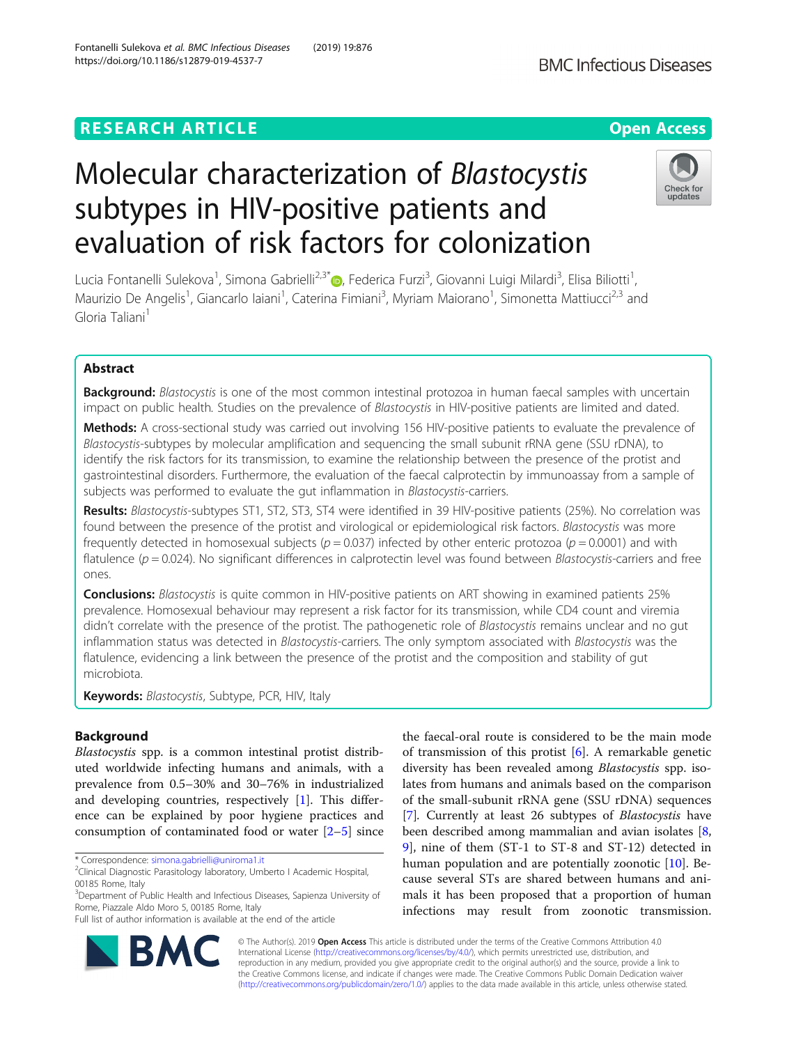**RESEARCH ARTICLE** **Open Access**

# Molecular characterization of *Blastocystis* subtypes in HIV-positive patients and evaluation of risk factors for colonization

Lucia Fontanelli Sulekova[1], Simona Gabrielli[2,3*], Federica Furzi[3], Giovanni Luigi Milardi[3], Elisa Biliotti[1], Maurizio De Angelis[1], Giancarlo Iaiani[1], Caterina Fimiani[3], Myriam Maiorano[1], Simonetta Mattiucci[2,3] and Gloria Taliani[1]

## Abstract

**Background:** *Blastocystis* is one of the most common intestinal protozoa in human faecal samples with uncertain impact on public health. Studies on the prevalence of *Blastocystis* in HIV-positive patients are limited and dated.

**Methods:** A cross-sectional study was carried out involving 156 HIV-positive patients to evaluate the prevalence of *Blastocystis*-subtypes by molecular amplification and sequencing the small subunit rRNA gene (SSU rDNA), to identify the risk factors for its transmission, to examine the relationship between the presence of the protist and gastrointestinal disorders. Furthermore, the evaluation of the faecal calprotectin by immunoassay from a sample of subjects was performed to evaluate the gut inflammation in *Blastocystis*-carriers.

**Results:** *Blastocystis*-subtypes ST1, ST2, ST3, ST4 were identified in 39 HIV-positive patients (25%). No correlation was found between the presence of the protist and virological or epidemiological risk factors. *Blastocystis* was more frequently detected in homosexual subjects ($p = 0.037$) infected by other enteric protozoa ($p = 0.0001$) and with flatulence ($p = 0.024$). No significant differences in calprotectin level was found between *Blastocystis*-carriers and free ones.

**Conclusions:** *Blastocystis* is quite common in HIV-positive patients on ART showing in examined patients 25% prevalence. Homosexual behaviour may represent a risk factor for its transmission, while CD4 count and viremia didn't correlate with the presence of the protist. The pathogenetic role of *Blastocystis* remains unclear and no gut inflammation status was detected in *Blastocystis*-carriers. The only symptom associated with *Blastocystis* was the flatulence, evidencing a link between the presence of the protist and the composition and stability of gut microbiota.

**Keywords:** *Blastocystis*, Subtype, PCR, HIV, Italy

## Background

*Blastocystis* spp. is a common intestinal protist distributed worldwide infecting humans and animals, with a prevalence from 0.5–30% and 30–76% in industrialized and developing countries, respectively [1]. This difference can be explained by poor hygiene practices and consumption of contaminated food or water [2–5] since the faecal-oral route is considered to be the main mode of transmission of this protist [6]. A remarkable genetic diversity has been revealed among *Blastocystis* spp. isolates from humans and animals based on the comparison of the small-subunit rRNA gene (SSU rDNA) sequences [7]. Currently at least 26 subtypes of *Blastocystis* have been described among mammalian and avian isolates [8, 9], nine of them (ST-1 to ST-8 and ST-12) detected in human population and are potentially zoonotic [10]. Because several STs are shared between humans and animals it has been proposed that a proportion of human infections may result from zoonotic transmission.

\* Correspondence: simona.gabrielli@uniroma1.it
[2]Clinical Diagnostic Parasitology laboratory, Umberto I Academic Hospital, 00185 Rome, Italy
[3]Department of Public Health and Infectious Diseases, Sapienza University of Rome, Piazzale Aldo Moro 5, 00185 Rome, Italy
Full list of author information is available at the end of the article

© The Author(s). 2019 **Open Access** This article is distributed under the terms of the Creative Commons Attribution 4.0 International License (http://creativecommons.org/licenses/by/4.0/), which permits unrestricted use, distribution, and reproduction in any medium, provided you give appropriate credit to the original author(s) and the source, provide a link to the Creative Commons license, and indicate if changes were made. The Creative Commons Public Domain Dedication waiver (http://creativecommons.org/publicdomain/zero/1.0/) applies to the data made available in this article, unless otherwise stated.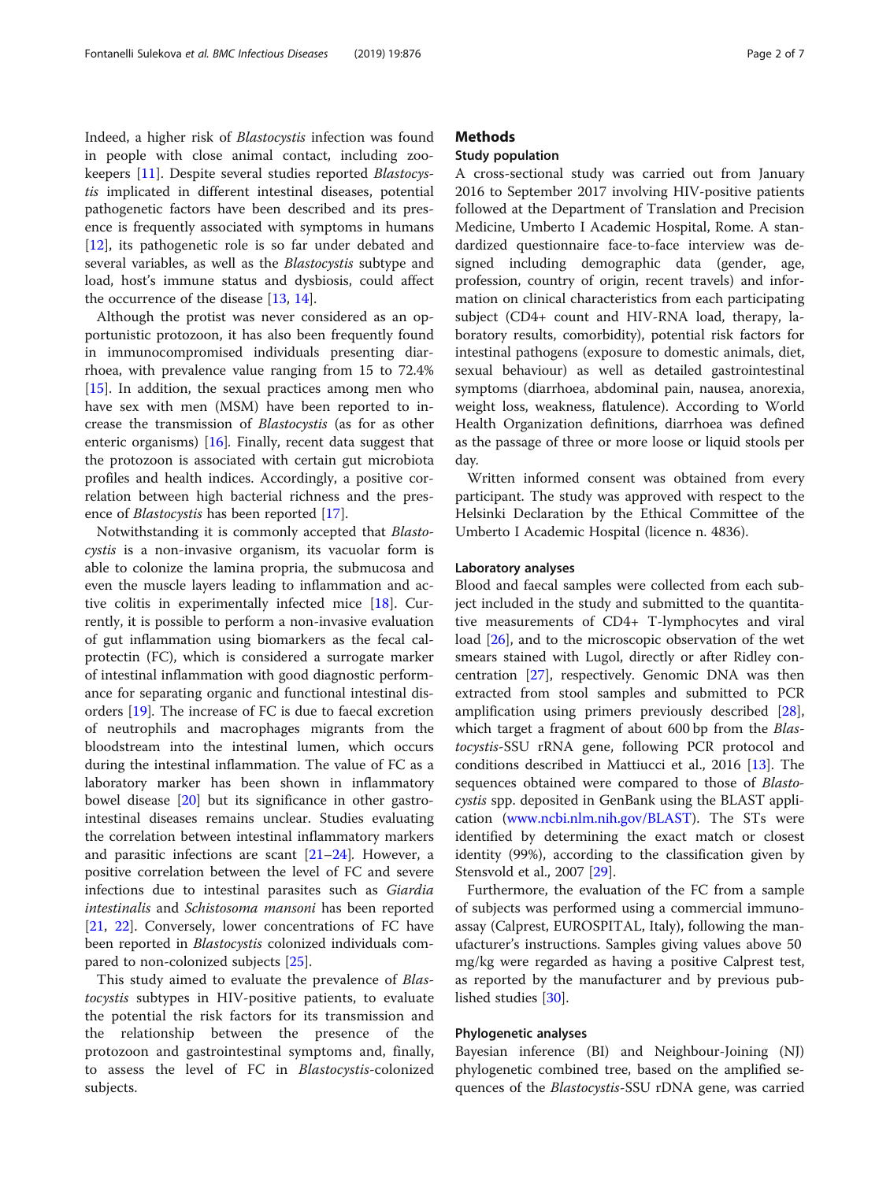Indeed, a higher risk of *Blastocystis* infection was found in people with close animal contact, including zoo-keepers [11]. Despite several studies reported *Blastocystis* implicated in different intestinal diseases, potential pathogenetic factors have been described and its presence is frequently associated with symptoms in humans [12], its pathogenetic role is so far under debated and several variables, as well as the *Blastocystis* subtype and load, host's immune status and dysbiosis, could affect the occurrence of the disease [13, 14].

Although the protist was never considered as an opportunistic protozoon, it has also been frequently found in immunocompromised individuals presenting diarrhoea, with prevalence value ranging from 15 to 72.4% [15]. In addition, the sexual practices among men who have sex with men (MSM) have been reported to increase the transmission of *Blastocystis* (as for as other enteric organisms) [16]. Finally, recent data suggest that the protozoon is associated with certain gut microbiota profiles and health indices. Accordingly, a positive correlation between high bacterial richness and the presence of *Blastocystis* has been reported [17].

Notwithstanding it is commonly accepted that *Blastocystis* is a non-invasive organism, its vacuolar form is able to colonize the lamina propria, the submucosa and even the muscle layers leading to inflammation and active colitis in experimentally infected mice [18]. Currently, it is possible to perform a non-invasive evaluation of gut inflammation using biomarkers as the fecal calprotectin (FC), which is considered a surrogate marker of intestinal inflammation with good diagnostic performance for separating organic and functional intestinal disorders [19]. The increase of FC is due to faecal excretion of neutrophils and macrophages migrants from the bloodstream into the intestinal lumen, which occurs during the intestinal inflammation. The value of FC as a laboratory marker has been shown in inflammatory bowel disease [20] but its significance in other gastrointestinal diseases remains unclear. Studies evaluating the correlation between intestinal inflammatory markers and parasitic infections are scant [21–24]. However, a positive correlation between the level of FC and severe infections due to intestinal parasites such as *Giardia intestinalis* and *Schistosoma mansoni* has been reported [21, 22]. Conversely, lower concentrations of FC have been reported in *Blastocystis* colonized individuals compared to non-colonized subjects [25].

This study aimed to evaluate the prevalence of *Blastocystis* subtypes in HIV-positive patients, to evaluate the potential the risk factors for its transmission and the relationship between the presence of the protozoon and gastrointestinal symptoms and, finally, to assess the level of FC in *Blastocystis*-colonized subjects.

## Methods

### Study population

A cross-sectional study was carried out from January 2016 to September 2017 involving HIV-positive patients followed at the Department of Translation and Precision Medicine, Umberto I Academic Hospital, Rome. A standardized questionnaire face-to-face interview was designed including demographic data (gender, age, profession, country of origin, recent travels) and information on clinical characteristics from each participating subject (CD4+ count and HIV-RNA load, therapy, laboratory results, comorbidity), potential risk factors for intestinal pathogens (exposure to domestic animals, diet, sexual behaviour) as well as detailed gastrointestinal symptoms (diarrhoea, abdominal pain, nausea, anorexia, weight loss, weakness, flatulence). According to World Health Organization definitions, diarrhoea was defined as the passage of three or more loose or liquid stools per day.

Written informed consent was obtained from every participant. The study was approved with respect to the Helsinki Declaration by the Ethical Committee of the Umberto I Academic Hospital (licence n. 4836).

### Laboratory analyses

Blood and faecal samples were collected from each subject included in the study and submitted to the quantitative measurements of CD4+ T-lymphocytes and viral load [26], and to the microscopic observation of the wet smears stained with Lugol, directly or after Ridley concentration [27], respectively. Genomic DNA was then extracted from stool samples and submitted to PCR amplification using primers previously described [28], which target a fragment of about 600 bp from the *Blastocystis*-SSU rRNA gene, following PCR protocol and conditions described in Mattiucci et al., 2016 [13]. The sequences obtained were compared to those of *Blastocystis* spp. deposited in GenBank using the BLAST application (www.ncbi.nlm.nih.gov/BLAST). The STs were identified by determining the exact match or closest identity (99%), according to the classification given by Stensvold et al., 2007 [29].

Furthermore, the evaluation of the FC from a sample of subjects was performed using a commercial immunoassay (Calprest, EUROSPITAL, Italy), following the manufacturer's instructions. Samples giving values above 50 mg/kg were regarded as having a positive Calprest test, as reported by the manufacturer and by previous published studies [30].

### Phylogenetic analyses

Bayesian inference (BI) and Neighbour-Joining (NJ) phylogenetic combined tree, based on the amplified sequences of the *Blastocystis*-SSU rDNA gene, was carried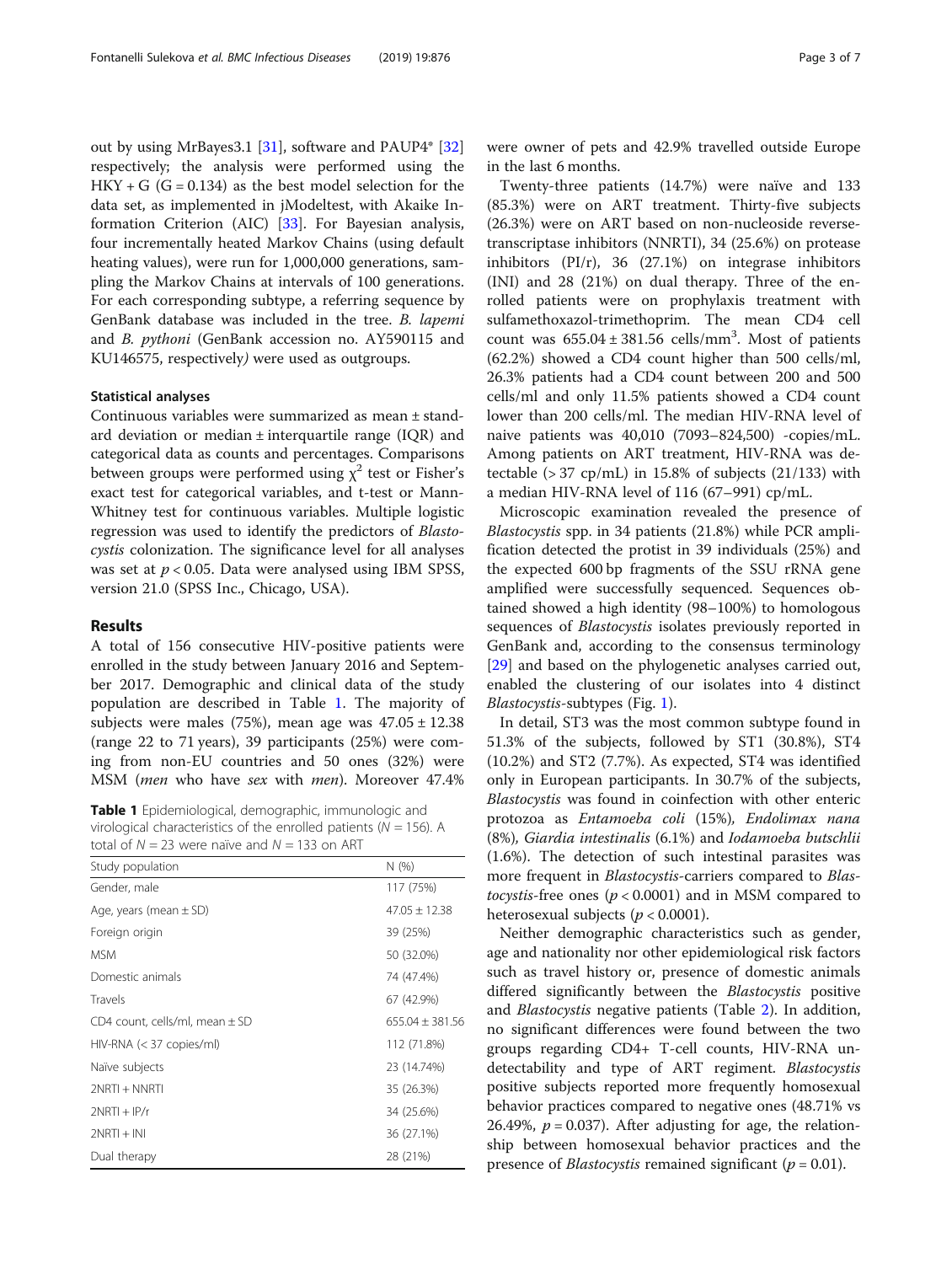out by using MrBayes3.1 [31], software and PAUP4* [32] respectively; the analysis were performed using the HKY + G (G = 0.134) as the best model selection for the data set, as implemented in jModeltest, with Akaike Information Criterion (AIC) [33]. For Bayesian analysis, four incrementally heated Markov Chains (using default heating values), were run for 1,000,000 generations, sampling the Markov Chains at intervals of 100 generations. For each corresponding subtype, a referring sequence by GenBank database was included in the tree. *B. lapemi* and *B. pythoni* (GenBank accession no. AY590115 and KU146575, respectively) were used as outgroups.

### Statistical analyses

Continuous variables were summarized as mean ± standard deviation or median ± interquartile range (IQR) and categorical data as counts and percentages. Comparisons between groups were performed using $\chi^2$ test or Fisher's exact test for categorical variables, and t-test or Mann-Whitney test for continuous variables. Multiple logistic regression was used to identify the predictors of *Blastocystis* colonization. The significance level for all analyses was set at $p < 0.05$. Data were analysed using IBM SPSS, version 21.0 (SPSS Inc., Chicago, USA).

## Results

A total of 156 consecutive HIV-positive patients were enrolled in the study between January 2016 and September 2017. Demographic and clinical data of the study population are described in Table 1. The majority of subjects were males (75%), mean age was 47.05 ± 12.38 (range 22 to 71 years), 39 participants (25%) were coming from non-EU countries and 50 ones (32%) were MSM (*men* who have *sex* with *men*). Moreover 47.4% were owner of pets and 42.9% travelled outside Europe in the last 6 months.

**Table 1** Epidemiological, demographic, immunologic and virological characteristics of the enrolled patients (N = 156). A total of N = 23 were naïve and N = 133 on ART

| Study population | N (%) |
| --- | --- |
| Gender, male | 117 (75%) |
| Age, years (mean ± SD) | 47.05 ± 12.38 |
| Foreign origin | 39 (25%) |
| MSM | 50 (32.0%) |
| Domestic animals | 74 (47.4%) |
| Travels | 67 (42.9%) |
| CD4 count, cells/ml, mean ± SD | 655.04 ± 381.56 |
| HIV-RNA (< 37 copies/ml) | 112 (71.8%) |
| Naïve subjects | 23 (14.74%) |
| 2NRTI + NNRTI | 35 (26.3%) |
| 2NRTI + IP/r | 34 (25.6%) |
| 2NRTI + INI | 36 (27.1%) |
| Dual therapy | 28 (21%) |

Twenty-three patients (14.7%) were naïve and 133 (85.3%) were on ART treatment. Thirty-five subjects (26.3%) were on ART based on non-nucleoside reverse-transcriptase inhibitors (NNRTI), 34 (25.6%) on protease inhibitors (PI/r), 36 (27.1%) on integrase inhibitors (INI) and 28 (21%) on dual therapy. Three of the enrolled patients were on prophylaxis treatment with sulfamethoxazol-trimethoprim. The mean CD4 cell count was 655.04 ± 381.56 cells/mm$^3$. Most of patients (62.2%) showed a CD4 count higher than 500 cells/ml, 26.3% patients had a CD4 count between 200 and 500 cells/ml and only 11.5% patients showed a CD4 count lower than 200 cells/ml. The median HIV-RNA level of naive patients was 40,010 (7093–824,500) -copies/mL. Among patients on ART treatment, HIV-RNA was detectable (> 37 cp/mL) in 15.8% of subjects (21/133) with a median HIV-RNA level of 116 (67–991) cp/mL.

Microscopic examination revealed the presence of *Blastocystis* spp. in 34 patients (21.8%) while PCR amplification detected the protist in 39 individuals (25%) and the expected 600 bp fragments of the SSU rRNA gene amplified were successfully sequenced. Sequences obtained showed a high identity (98–100%) to homologous sequences of *Blastocystis* isolates previously reported in GenBank and, according to the consensus terminology [29] and based on the phylogenetic analyses carried out, enabled the clustering of our isolates into 4 distinct *Blastocystis*-subtypes (Fig. 1).

In detail, ST3 was the most common subtype found in 51.3% of the subjects, followed by ST1 (30.8%), ST4 (10.2%) and ST2 (7.7%). As expected, ST4 was identified only in European participants. In 30.7% of the subjects, *Blastocystis* was found in coinfection with other enteric protozoa as *Entamoeba coli* (15%), *Endolimax nana* (8%), *Giardia intestinalis* (6.1%) and *Iodamoeba butschlii* (1.6%). The detection of such intestinal parasites was more frequent in *Blastocystis*-carriers compared to *Blastocystis*-free ones ($p < 0.0001$) and in MSM compared to heterosexual subjects ($p < 0.0001$).

Neither demographic characteristics such as gender, age and nationality nor other epidemiological risk factors such as travel history or, presence of domestic animals differed significantly between the *Blastocystis* positive and *Blastocystis* negative patients (Table 2). In addition, no significant differences were found between the two groups regarding CD4+ T-cell counts, HIV-RNA undetectability and type of ART regiment. *Blastocystis* positive subjects reported more frequently homosexual behavior practices compared to negative ones (48.71% vs 26.49%, $p = 0.037$). After adjusting for age, the relationship between homosexual behavior practices and the presence of *Blastocystis* remained significant ($p = 0.01$).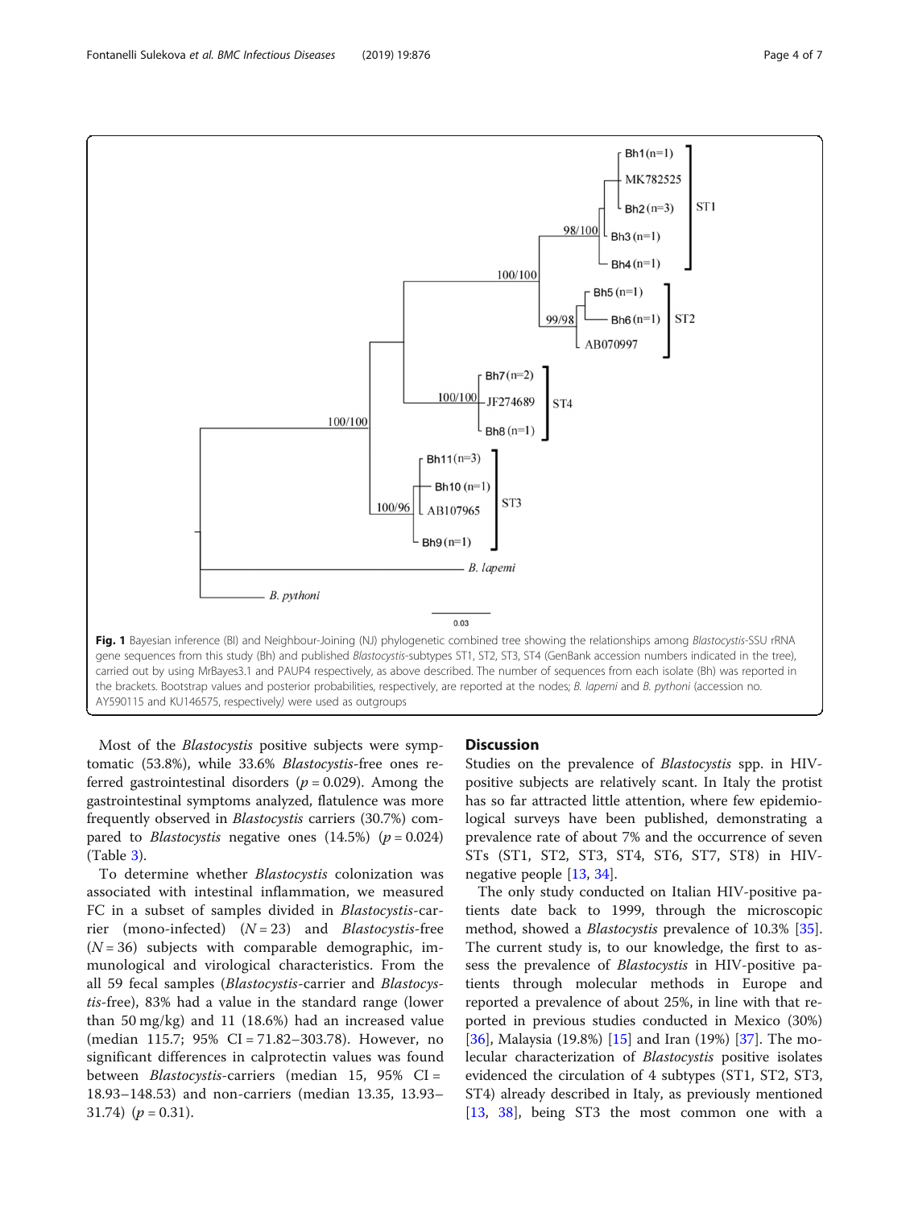Fig. 1 Bayesian inference (BI) and Neighbour-Joining (NJ) phylogenetic combined tree showing the relationships among *Blastocystis*-SSU rRNA gene sequences from this study (Bh) and published *Blastocystis*-subtypes ST1, ST2, ST3, ST4 (GenBank accession numbers indicated in the tree), carried out by using MrBayes3.1 and PAUP4 respectively, as above described. The number of sequences from each isolate (Bh) was reported in the brackets. Bootstrap values and posterior probabilities, respectively, are reported at the nodes; *B. lapemi* and *B. pythoni* (accession no. AY590115 and KU146575, respectively) were used as outgroups

Most of the *Blastocystis* positive subjects were symptomatic (53.8%), while 33.6% *Blastocystis*-free ones referred gastrointestinal disorders ($p = 0.029$). Among the gastrointestinal symptoms analyzed, flatulence was more frequently observed in *Blastocystis* carriers (30.7%) compared to *Blastocystis* negative ones (14.5%) ($p = 0.024$) (Table 3).

To determine whether *Blastocystis* colonization was associated with intestinal inflammation, we measured FC in a subset of samples divided in *Blastocystis*-carrier (mono-infected) ($N = 23$) and *Blastocystis*-free ($N = 36$) subjects with comparable demographic, immunological and virological characteristics. From the all 59 fecal samples (*Blastocystis*-carrier and *Blastocystis*-free), 83% had a value in the standard range (lower than 50 mg/kg) and 11 (18.6%) had an increased value (median 115.7; 95% CI = 71.82–303.78). However, no significant differences in calprotectin values was found between *Blastocystis*-carriers (median 15, 95% CI = 18.93–148.53) and non-carriers (median 13.35, 13.93–31.74) ($p = 0.31$).

## Discussion

Studies on the prevalence of *Blastocystis* spp. in HIV-positive subjects are relatively scant. In Italy the protist has so far attracted little attention, where few epidemiological surveys have been published, demonstrating a prevalence rate of about 7% and the occurrence of seven STs (ST1, ST2, ST3, ST4, ST6, ST7, ST8) in HIV-negative people [13, 34].

The only study conducted on Italian HIV-positive patients date back to 1999, through the microscopic method, showed a *Blastocystis* prevalence of 10.3% [35]. The current study is, to our knowledge, the first to assess the prevalence of *Blastocystis* in HIV-positive patients through molecular methods in Europe and reported a prevalence of about 25%, in line with that reported in previous studies conducted in Mexico (30%) [36], Malaysia (19.8%) [15] and Iran (19%) [37]. The molecular characterization of *Blastocystis* positive isolates evidenced the circulation of 4 subtypes (ST1, ST2, ST3, ST4) already described in Italy, as previously mentioned [13, 38], being ST3 the most common one with a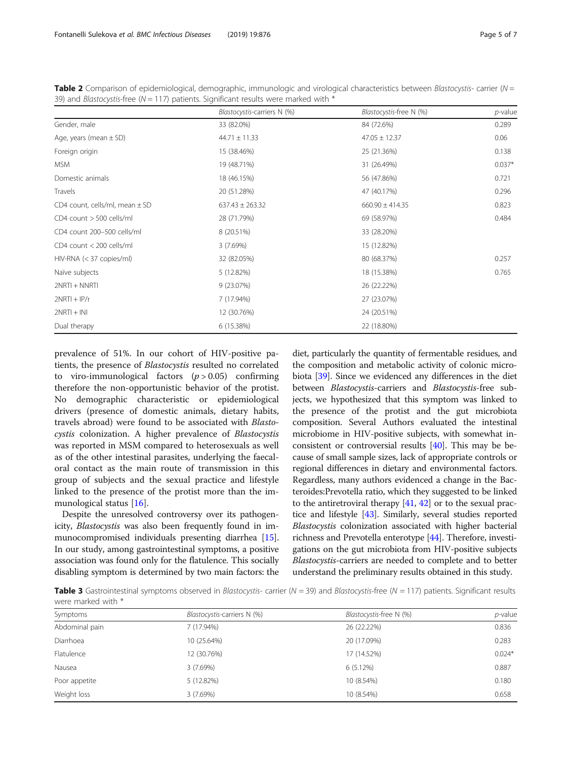**Table 2** Comparison of epidemiological, demographic, immunologic and virological characteristics between *Blastocystis*- carrier ($N = 39$) and *Blastocystis*-free ($N = 117$) patients. Significant results were marked with *

| | *Blastocystis*-carriers N (%) | *Blastocystis*-free N (%) | *p*-value |
|---|---|---|---|
| Gender, male | 33 (82.0%) | 84 (72.6%) | 0.289 |
| Age, years (mean ± SD) | 44.71 ± 11.33 | 47.05 ± 12.37 | 0.06 |
| Foreign origin | 15 (38.46%) | 25 (21.36%) | 0.138 |
| MSM | 19 (48.71%) | 31 (26.49%) | 0.037* |
| Domestic animals | 18 (46.15%) | 56 (47.86%) | 0.721 |
| Travels | 20 (51.28%) | 47 (40.17%) | 0.296 |
| CD4 count, cells/ml, mean ± SD | 637.43 ± 263.32 | 660.90 ± 414.35 | 0.823 |
| CD4 count > 500 cells/ml | 28 (71.79%) | 69 (58.97%) | 0.484 |
| CD4 count 200–500 cells/ml | 8 (20.51%) | 33 (28.20%) | |
| CD4 count < 200 cells/ml | 3 (7.69%) | 15 (12.82%) | |
| HIV-RNA (< 37 copies/ml) | 32 (82.05%) | 80 (68.37%) | 0.257 |
| Naïve subjects | 5 (12.82%) | 18 (15.38%) | 0.765 |
| 2NRTI + NNRTI | 9 (23.07%) | 26 (22.22%) | |
| 2NRTI + IP/r | 7 (17.94%) | 27 (23.07%) | |
| 2NRTI + INI | 12 (30.76%) | 24 (20.51%) | |
| Dual therapy | 6 (15.38%) | 22 (18.80%) | |

prevalence of 51%. In our cohort of HIV-positive patients, the presence of *Blastocystis* resulted no correlated to viro-immunological factors ($p > 0.05$) confirming therefore the non-opportunistic behavior of the protist. No demographic characteristic or epidemiological drivers (presence of domestic animals, dietary habits, travels abroad) were found to be associated with *Blastocystis* colonization. A higher prevalence of *Blastocystis* was reported in MSM compared to heterosexuals as well as of the other intestinal parasites, underlying the faecal-oral contact as the main route of transmission in this group of subjects and the sexual practice and lifestyle linked to the presence of the protist more than the immunological status [16].

Despite the unresolved controversy over its pathogenicity, *Blastocystis* was also been frequently found in immunocompromised individuals presenting diarrhea [15]. In our study, among gastrointestinal symptoms, a positive association was found only for the flatulence. This socially disabling symptom is determined by two main factors: the diet, particularly the quantity of fermentable residues, and the composition and metabolic activity of colonic microbiota [39]. Since we evidenced any differences in the diet between *Blastocystis*-carriers and *Blastocystis*-free subjects, we hypothesized that this symptom was linked to the presence of the protist and the gut microbiota composition. Several Authors evaluated the intestinal microbiome in HIV-positive subjects, with somewhat inconsistent or controversial results [40]. This may be because of small sample sizes, lack of appropriate controls or regional differences in dietary and environmental factors. Regardless, many authors evidenced a change in the Bacteroides:Prevotella ratio, which they suggested to be linked to the antiretroviral therapy [41, 42] or to the sexual practice and lifestyle [43]. Similarly, several studies reported *Blastocystis* colonization associated with higher bacterial richness and Prevotella enterotype [44]. Therefore, investigations on the gut microbiota from HIV-positive subjects *Blastocystis*-carriers are needed to complete and to better understand the preliminary results obtained in this study.

**Table 3** Gastrointestinal symptoms observed in *Blastocystis*- carrier ($N = 39$) and *Blastocystis*-free ($N = 117$) patients. Significant results were marked with *

| Symptoms | *Blastocystis*-carriers N (%) | *Blastocystis*-free N (%) | *p*-value |
|---|---|---|---|
| Abdominal pain | 7 (17.94%) | 26 (22.22%) | 0.836 |
| Diarrhoea | 10 (25.64%) | 20 (17.09%) | 0.283 |
| Flatulence | 12 (30.76%) | 17 (14.52%) | 0.024* |
| Nausea | 3 (7.69%) | 6 (5.12%) | 0.887 |
| Poor appetite | 5 (12.82%) | 10 (8.54%) | 0.180 |
| Weight loss | 3 (7.69%) | 10 (8.54%) | 0.658 |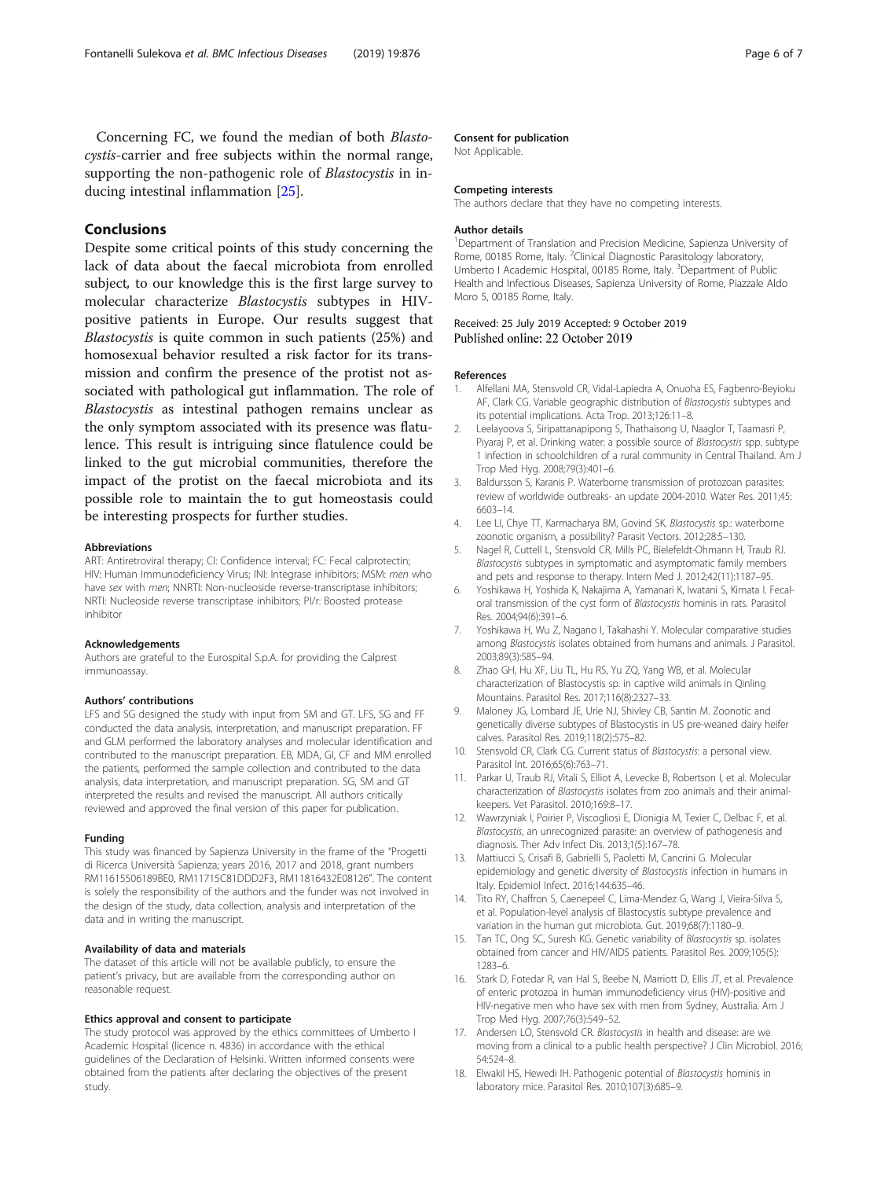Concerning FC, we found the median of both *Blastocystis*-carrier and free subjects within the normal range, supporting the non-pathogenic role of *Blastocystis* in inducing intestinal inflammation [25].

## Conclusions

Despite some critical points of this study concerning the lack of data about the faecal microbiota from enrolled subject, to our knowledge this is the first large survey to molecular characterize *Blastocystis* subtypes in HIV-positive patients in Europe. Our results suggest that *Blastocystis* is quite common in such patients (25%) and homosexual behavior resulted a risk factor for its transmission and confirm the presence of the protist not associated with pathological gut inflammation. The role of *Blastocystis* as intestinal pathogen remains unclear as the only symptom associated with its presence was flatulence. This result is intriguing since flatulence could be linked to the gut microbial communities, therefore the impact of the protist on the faecal microbiota and its possible role to maintain the to gut homeostasis could be interesting prospects for further studies.

### Abbreviations

ART: Antiretroviral therapy; CI: Confidence interval; FC: Fecal calprotectin; HIV: Human Immunodeficiency Virus; INI: Integrase inhibitors; MSM: *men* who have *sex* with *men*; NNRTI: Non-nucleoside reverse-transcriptase inhibitors; NRTI: Nucleoside reverse transcriptase inhibitors; PI/r: Boosted protease inhibitor

### Acknowledgements

Authors are grateful to the Eurospital S.p.A. for providing the Calprest immunoassay.

### Authors' contributions

LFS and SG designed the study with input from SM and GT. LFS, SG and FF conducted the data analysis, interpretation, and manuscript preparation. FF and GLM performed the laboratory analyses and molecular identification and contributed to the manuscript preparation. EB, MDA, GI, CF and MM enrolled the patients, performed the sample collection and contributed to the data analysis, data interpretation, and manuscript preparation. SG, SM and GT interpreted the results and revised the manuscript. All authors critically reviewed and approved the final version of this paper for publication.

### Funding

This study was financed by Sapienza University in the frame of the "Progetti di Ricerca Università Sapienza; years 2016, 2017 and 2018, grant numbers RM11615506189BE0, RM11715C81DDD2F3, RM11816432E08126". The content is solely the responsibility of the authors and the funder was not involved in the design of the study, data collection, analysis and interpretation of the data and in writing the manuscript.

### Availability of data and materials

The dataset of this article will not be available publicly, to ensure the patient's privacy, but are available from the corresponding author on reasonable request.

### Ethics approval and consent to participate

The study protocol was approved by the ethics committees of Umberto I Academic Hospital (licence n. 4836) in accordance with the ethical guidelines of the Declaration of Helsinki. Written informed consents were obtained from the patients after declaring the objectives of the present study.

### Consent for publication

Not Applicable.

### Competing interests

The authors declare that they have no competing interests.

### Author details

[1]Department of Translation and Precision Medicine, Sapienza University of Rome, 00185 Rome, Italy. [2]Clinical Diagnostic Parasitology laboratory, Umberto I Academic Hospital, 00185 Rome, Italy. [3]Department of Public Health and Infectious Diseases, Sapienza University of Rome, Piazzale Aldo Moro 5, 00185 Rome, Italy.

Received: 25 July 2019 Accepted: 9 October 2019
Published online: 22 October 2019

### References

1. Alfellani MA, Stensvold CR, Vidal-Lapiedra A, Onuoha ES, Fagbenro-Beyioku AF, Clark CG. Variable geographic distribution of *Blastocystis* subtypes and its potential implications. Acta Trop. 2013;126:11–8.
2. Leelayoova S, Siripattanapipong S, Thathaisong U, Naaglor T, Taamasri P, Piyaraj P, et al. Drinking water: a possible source of *Blastocystis* spp. subtype 1 infection in schoolchildren of a rural community in Central Thailand. Am J Trop Med Hyg. 2008;79(3):401–6.
3. Baldursson S, Karanis P. Waterborne transmission of protozoan parasites: review of worldwide outbreaks- an update 2004-2010. Water Res. 2011;45: 6603–14.
4. Lee LI, Chye TT, Karmacharya BM, Govind SK. *Blastocystis* sp.: waterborne zoonotic organism, a possibility? Parasit Vectors. 2012;28:5–130.
5. Nagel R, Cuttell L, Stensvold CR, Mills PC, Bielefeldt-Ohmann H, Traub RJ. *Blastocystis* subtypes in symptomatic and asymptomatic family members and pets and response to therapy. Intern Med J. 2012;42(11):1187–95.
6. Yoshikawa H, Yoshida K, Nakajima A, Yamanari K, Iwatani S, Kimata I. Fecal-oral transmission of the cyst form of *Blastocystis* hominis in rats. Parasitol Res. 2004;94(6):391–6.
7. Yoshikawa H, Wu Z, Nagano I, Takahashi Y. Molecular comparative studies among *Blastocystis* isolates obtained from humans and animals. J Parasitol. 2003;89(3):585–94.
8. Zhao GH, Hu XF, Liu TL, Hu RS, Yu ZQ, Yang WB, et al. Molecular characterization of Blastocystis sp. in captive wild animals in Qinling Mountains. Parasitol Res. 2017;116(8):2327–33.
9. Maloney JG, Lombard JE, Urie NJ, Shivley CB, Santin M. Zoonotic and genetically diverse subtypes of Blastocystis in US pre-weaned dairy heifer calves. Parasitol Res. 2019;118(2):575–82.
10. Stensvold CR, Clark CG. Current status of *Blastocystis*: a personal view. Parasitol Int. 2016;65(6):763–71.
11. Parkar U, Traub RJ, Vitali S, Elliot A, Levecke B, Robertson I, et al. Molecular characterization of *Blastocystis* isolates from zoo animals and their animal-keepers. Vet Parasitol. 2010;169:8–17.
12. Wawrzyniak I, Poirier P, Viscogliosi E, Dionigia M, Texier C, Delbac F, et al. *Blastocystis*, an unrecognized parasite: an overview of pathogenesis and diagnosis. Ther Adv Infect Dis. 2013;1(5):167–78.
13. Mattiucci S, Crisafi B, Gabrielli S, Paoletti M, Cancrini G. Molecular epidemiology and genetic diversity of *Blastocystis* infection in humans in Italy. Epidemiol Infect. 2016;144:635–46.
14. Tito RY, Chaffron S, Caenepeel C, Lima-Mendez G, Wang J, Vieira-Silva S, et al. Population-level analysis of Blastocystis subtype prevalence and variation in the human gut microbiota. Gut. 2019;68(7):1180–9.
15. Tan TC, Ong SC, Suresh KG. Genetic variability of *Blastocystis* sp. isolates obtained from cancer and HIV/AIDS patients. Parasitol Res. 2009;105(5): 1283–6.
16. Stark D, Fotedar R, van Hal S, Beebe N, Marriott D, Ellis JT, et al. Prevalence of enteric protozoa in human immunodeficiency virus (HIV)-positive and HIV-negative men who have sex with men from Sydney, Australia. Am J Trop Med Hyg. 2007;76(3):549–52.
17. Andersen LO, Stensvold CR. *Blastocystis* in health and disease: are we moving from a clinical to a public health perspective? J Clin Microbiol. 2016; 54:524–8.
18. Elwakil HS, Hewedi IH. Pathogenic potential of *Blastocystis* hominis in laboratory mice. Parasitol Res. 2010;107(3):685–9.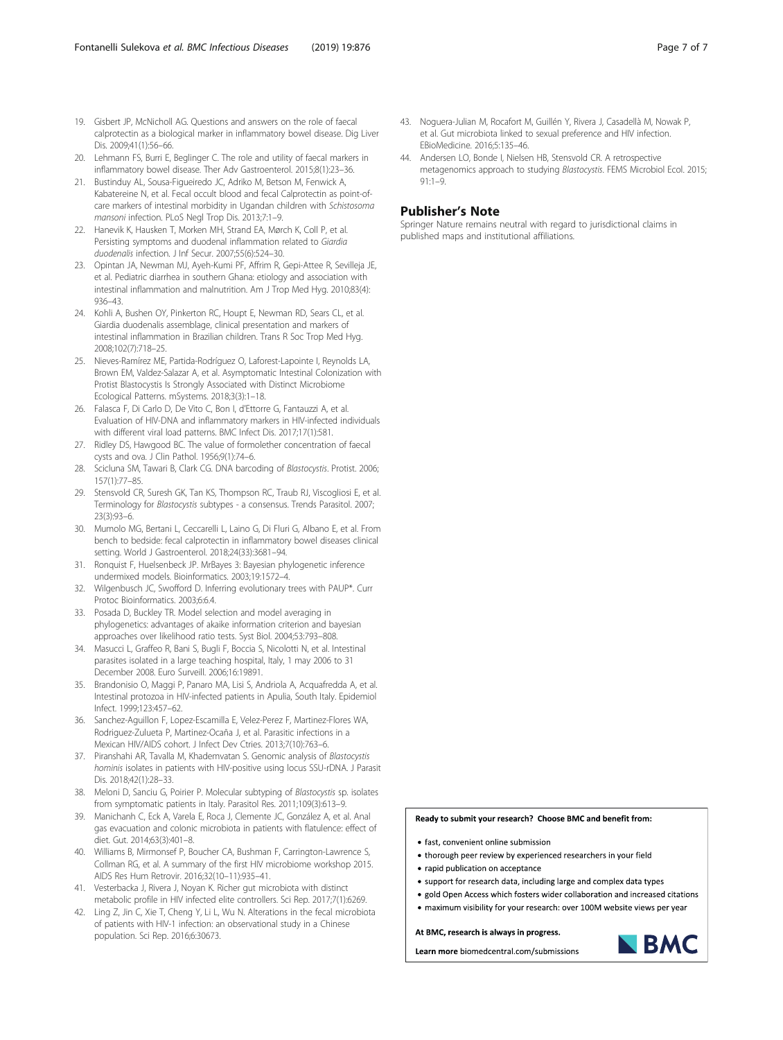19. Gisbert JP, McNicholl AG. Questions and answers on the role of faecal calprotectin as a biological marker in inflammatory bowel disease. Dig Liver Dis. 2009;41(1):56–66.
20. Lehmann FS, Burri E, Beglinger C. The role and utility of faecal markers in inflammatory bowel disease. Ther Adv Gastroenterol. 2015;8(1):23–36.
21. Bustinduy AL, Sousa-Figueiredo JC, Adriko M, Betson M, Fenwick A, Kabatereine N, et al. Fecal occult blood and fecal Calprotectin as point-of-care markers of intestinal morbidity in Ugandan children with *Schistosoma mansoni* infection. PLoS Negl Trop Dis. 2013;7:1–9.
22. Hanevik K, Hausken T, Morken MH, Strand EA, Mørch K, Coll P, et al. Persisting symptoms and duodenal inflammation related to *Giardia duodenalis* infection. J Inf Secur. 2007;55(6):524–30.
23. Opintan JA, Newman MJ, Ayeh-Kumi PF, Affrim R, Gepi-Attee R, Sevilleja JE, et al. Pediatric diarrhea in southern Ghana: etiology and association with intestinal inflammation and malnutrition. Am J Trop Med Hyg. 2010;83(4):936–43.
24. Kohli A, Bushen OY, Pinkerton RC, Houpt E, Newman RD, Sears CL, et al. Giardia duodenalis assemblage, clinical presentation and markers of intestinal inflammation in Brazilian children. Trans R Soc Trop Med Hyg. 2008;102(7):718–25.
25. Nieves-Ramírez ME, Partida-Rodríguez O, Laforest-Lapointe I, Reynolds LA, Brown EM, Valdez-Salazar A, et al. Asymptomatic Intestinal Colonization with Protist Blastocystis Is Strongly Associated with Distinct Microbiome Ecological Patterns. mSystems. 2018;3(3):1–18.
26. Falasca F, Di Carlo D, De Vito C, Bon I, d'Ettorre G, Fantauzzi A, et al. Evaluation of HIV-DNA and inflammatory markers in HIV-infected individuals with different viral load patterns. BMC Infect Dis. 2017;17(1):581.
27. Ridley DS, Hawgood BC. The value of formolether concentration of faecal cysts and ova. J Clin Pathol. 1956;9(1):74–6.
28. Scicluna SM, Tawari B, Clark CG. DNA barcoding of *Blastocystis*. Protist. 2006;157(1):77–85.
29. Stensvold CR, Suresh GK, Tan KS, Thompson RC, Traub RJ, Viscogliosi E, et al. Terminology for *Blastocystis* subtypes - a consensus. Trends Parasitol. 2007;23(3):93–6.
30. Mumolo MG, Bertani L, Ceccarelli L, Laino G, Di Fluri G, Albano E, et al. From bench to bedside: fecal calprotectin in inflammatory bowel diseases clinical setting. World J Gastroenterol. 2018;24(33):3681–94.
31. Ronquist F, Huelsenbeck JP. MrBayes 3: Bayesian phylogenetic inference undermixed models. Bioinformatics. 2003;19:1572–4.
32. Wilgenbusch JC, Swofford D. Inferring evolutionary trees with PAUP*. Curr Protoc Bioinformatics. 2003;6:6.4.
33. Posada D, Buckley TR. Model selection and model averaging in phylogenetics: advantages of akaike information criterion and bayesian approaches over likelihood ratio tests. Syst Biol. 2004;53:793–808.
34. Masucci L, Graffeo R, Bani S, Bugli F, Boccia S, Nicolotti N, et al. Intestinal parasites isolated in a large teaching hospital, Italy, 1 may 2006 to 31 December 2008. Euro Surveill. 2006;16:19891.
35. Brandonisio O, Maggi P, Panaro MA, Lisi S, Andriola A, Acquafredda A, et al. Intestinal protozoa in HIV-infected patients in Apulia, South Italy. Epidemiol Infect. 1999;123:457–62.
36. Sanchez-Aguillon F, Lopez-Escamilla E, Velez-Perez F, Martinez-Flores WA, Rodriguez-Zulueta P, Martinez-Ocaña J, et al. Parasitic infections in a Mexican HIV/AIDS cohort. J Infect Dev Ctries. 2013;7(10):763–6.
37. Piranshahi AR, Tavalla M, Khademvatan S. Genomic analysis of *Blastocystis hominis* isolates in patients with HIV-positive using locus SSU-rDNA. J Parasit Dis. 2018;42(1):28–33.
38. Meloni D, Sanciu G, Poirier P. Molecular subtyping of *Blastocystis* sp. isolates from symptomatic patients in Italy. Parasitol Res. 2011;109(3):613–9.
39. Manichanh C, Eck A, Varela E, Roca J, Clemente JC, González A, et al. Anal gas evacuation and colonic microbiota in patients with flatulence: effect of diet. Gut. 2014;63(3):401–8.
40. Williams B, Mirmonsef P, Boucher CA, Bushman F, Carrington-Lawrence S, Collman RG, et al. A summary of the first HIV microbiome workshop 2015. AIDS Res Hum Retrovir. 2016;32(10–11):935–41.
41. Vesterbacka J, Rivera J, Noyan K. Richer gut microbiota with distinct metabolic profile in HIV infected elite controllers. Sci Rep. 2017;7(1):6269.
42. Ling Z, Jin C, Xie T, Cheng Y, Li L, Wu N. Alterations in the fecal microbiota of patients with HIV-1 infection: an observational study in a Chinese population. Sci Rep. 2016;6:30673.
43. Noguera-Julian M, Rocafort M, Guillén Y, Rivera J, Casadellà M, Nowak P, et al. Gut microbiota linked to sexual preference and HIV infection. EBioMedicine. 2016;5:135–46.
44. Andersen LO, Bonde I, Nielsen HB, Stensvold CR. A retrospective metagenomics approach to studying *Blastocystis*. FEMS Microbiol Ecol. 2015;91:1–9.

## Publisher's Note

Springer Nature remains neutral with regard to jurisdictional claims in published maps and institutional affiliations.

**Ready to submit your research? Choose BMC and benefit from:**

- fast, convenient online submission
- thorough peer review by experienced researchers in your field
- rapid publication on acceptance
- support for research data, including large and complex data types
- gold Open Access which fosters wider collaboration and increased citations
- maximum visibility for your research: over 100M website views per year

**At BMC, research is always in progress.**

**Learn more** biomedcentral.com/submissions

BMC